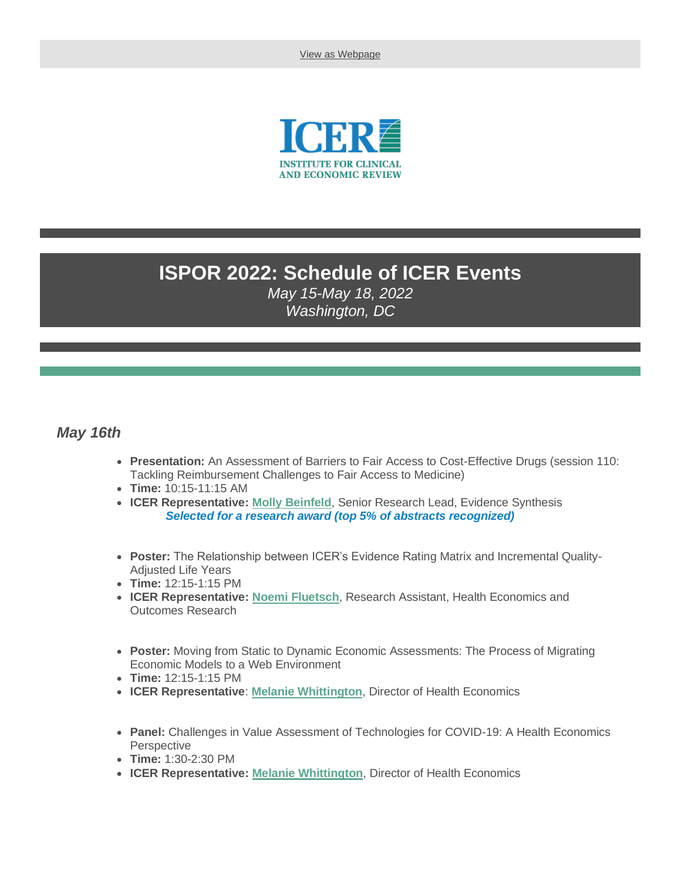View as Webpage

ICER
INSTITUTE FOR CLINICAL AND ECONOMIC REVIEW

# ISPOR 2022: Schedule of ICER Events

*May 15-May 18, 2022*
*Washington, DC*

## *May 16th*

- **Presentation:** An Assessment of Barriers to Fair Access to Cost-Effective Drugs (session 110: Tackling Reimbursement Challenges to Fair Access to Medicine)
- **Time:** 10:15-11:15 AM
- **ICER Representative:** Molly Beinfeld, Senior Research Lead, Evidence Synthesis
  ***Selected for a research award (top 5% of abstracts recognized)***

- **Poster:** The Relationship between ICER's Evidence Rating Matrix and Incremental Quality-Adjusted Life Years
- **Time:** 12:15-1:15 PM
- **ICER Representative:** Noemi Fluetsch, Research Assistant, Health Economics and Outcomes Research

- **Poster:** Moving from Static to Dynamic Economic Assessments: The Process of Migrating Economic Models to a Web Environment
- **Time:** 12:15-1:15 PM
- **ICER Representative**: Melanie Whittington, Director of Health Economics

- **Panel:** Challenges in Value Assessment of Technologies for COVID-19: A Health Economics Perspective
- **Time:** 1:30-2:30 PM
- **ICER Representative:** Melanie Whittington, Director of Health Economics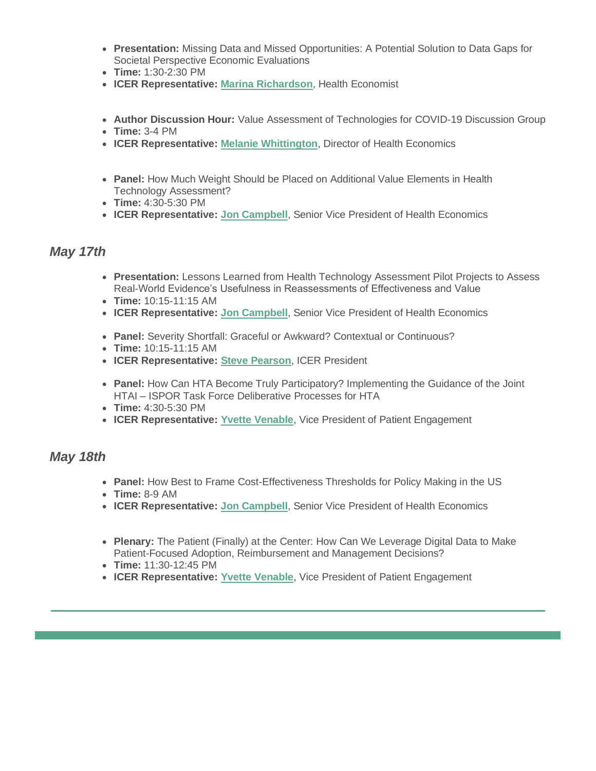- **Presentation:** Missing Data and Missed Opportunities: A Potential Solution to Data Gaps for Societal Perspective Economic Evaluations
- **Time:** 1:30-2:30 PM
- **ICER Representative:** **Marina Richardson**, Health Economist

- **Author Discussion Hour:** Value Assessment of Technologies for COVID-19 Discussion Group
- **Time:** 3-4 PM
- **ICER Representative:** **Melanie Whittington**, Director of Health Economics

- **Panel:** How Much Weight Should be Placed on Additional Value Elements in Health Technology Assessment?
- **Time:** 4:30-5:30 PM
- **ICER Representative:** **Jon Campbell**, Senior Vice President of Health Economics

### *May 17th*

- **Presentation:** Lessons Learned from Health Technology Assessment Pilot Projects to Assess Real-World Evidence's Usefulness in Reassessments of Effectiveness and Value
- **Time:** 10:15-11:15 AM
- **ICER Representative:** **Jon Campbell**, Senior Vice President of Health Economics

- **Panel:** Severity Shortfall: Graceful or Awkward? Contextual or Continuous?
- **Time:** 10:15-11:15 AM
- **ICER Representative:** **Steve Pearson**, ICER President

- **Panel:** How Can HTA Become Truly Participatory? Implementing the Guidance of the Joint HTAI – ISPOR Task Force Deliberative Processes for HTA
- **Time:** 4:30-5:30 PM
- **ICER Representative:** **Yvette Venable**, Vice President of Patient Engagement

### *May 18th*

- **Panel:** How Best to Frame Cost-Effectiveness Thresholds for Policy Making in the US
- **Time:** 8-9 AM
- **ICER Representative:** **Jon Campbell**, Senior Vice President of Health Economics

- **Plenary:** The Patient (Finally) at the Center: How Can We Leverage Digital Data to Make Patient-Focused Adoption, Reimbursement and Management Decisions?
- **Time:** 11:30-12:45 PM
- **ICER Representative:** **Yvette Venable**, Vice President of Patient Engagement